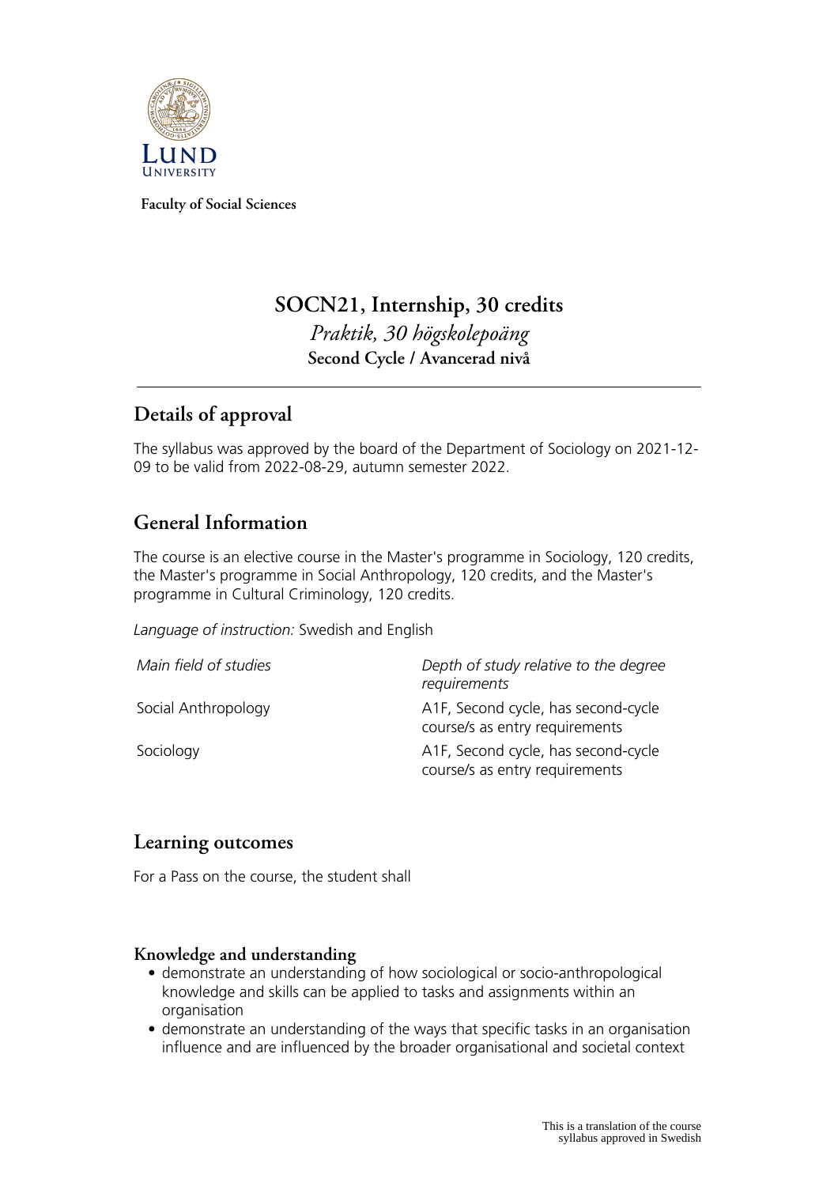**Faculty of Social Sciences**

# SOCN21, Internship, 30 credits

*Praktik, 30 högskolepoäng*

**Second Cycle / Avancerad nivå**

## Details of approval

The syllabus was approved by the board of the Department of Sociology on 2021-12-09 to be valid from 2022-08-29, autumn semester 2022.

## General Information

The course is an elective course in the Master's programme in Sociology, 120 credits, the Master's programme in Social Anthropology, 120 credits, and the Master's programme in Cultural Criminology, 120 credits.

*Language of instruction:* Swedish and English

| *Main field of studies* | *Depth of study relative to the degree requirements* |
| --- | --- |
| Social Anthropology | A1F, Second cycle, has second-cycle course/s as entry requirements |
| Sociology | A1F, Second cycle, has second-cycle course/s as entry requirements |

## Learning outcomes

For a Pass on the course, the student shall

### Knowledge and understanding

- demonstrate an understanding of how sociological or socio-anthropological knowledge and skills can be applied to tasks and assignments within an organisation
- demonstrate an understanding of the ways that specific tasks in an organisation influence and are influenced by the broader organisational and societal context

This is a translation of the course syllabus approved in Swedish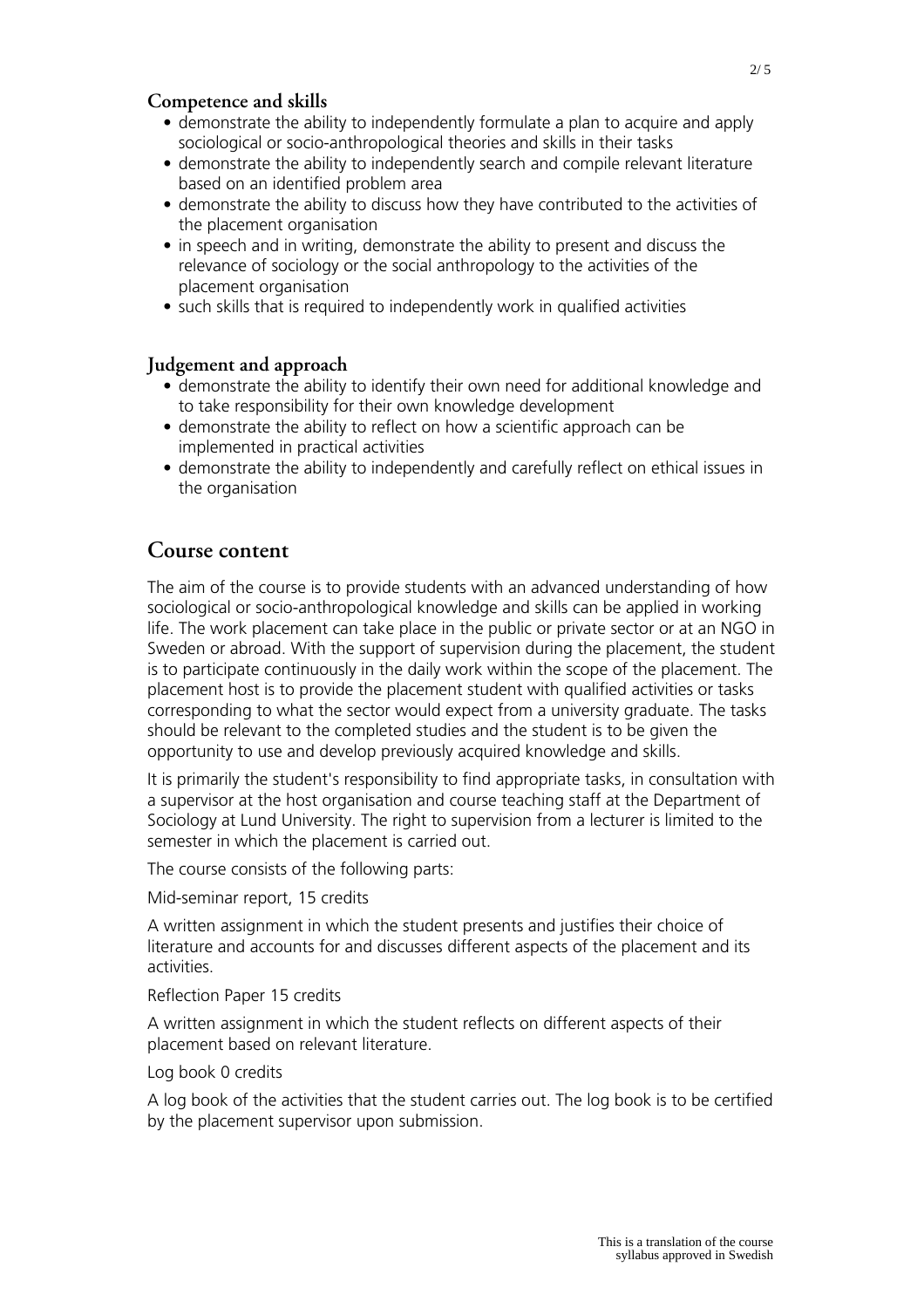### Competence and skills

- demonstrate the ability to independently formulate a plan to acquire and apply sociological or socio-anthropological theories and skills in their tasks
- demonstrate the ability to independently search and compile relevant literature based on an identified problem area
- demonstrate the ability to discuss how they have contributed to the activities of the placement organisation
- in speech and in writing, demonstrate the ability to present and discuss the relevance of sociology or the social anthropology to the activities of the placement organisation
- such skills that is required to independently work in qualified activities

### Judgement and approach

- demonstrate the ability to identify their own need for additional knowledge and to take responsibility for their own knowledge development
- demonstrate the ability to reflect on how a scientific approach can be implemented in practical activities
- demonstrate the ability to independently and carefully reflect on ethical issues in the organisation

## Course content

The aim of the course is to provide students with an advanced understanding of how sociological or socio-anthropological knowledge and skills can be applied in working life. The work placement can take place in the public or private sector or at an NGO in Sweden or abroad. With the support of supervision during the placement, the student is to participate continuously in the daily work within the scope of the placement. The placement host is to provide the placement student with qualified activities or tasks corresponding to what the sector would expect from a university graduate. The tasks should be relevant to the completed studies and the student is to be given the opportunity to use and develop previously acquired knowledge and skills.

It is primarily the student's responsibility to find appropriate tasks, in consultation with a supervisor at the host organisation and course teaching staff at the Department of Sociology at Lund University. The right to supervision from a lecturer is limited to the semester in which the placement is carried out.

The course consists of the following parts:

Mid-seminar report, 15 credits

A written assignment in which the student presents and justifies their choice of literature and accounts for and discusses different aspects of the placement and its activities.

Reflection Paper 15 credits

A written assignment in which the student reflects on different aspects of their placement based on relevant literature.

Log book 0 credits

A log book of the activities that the student carries out. The log book is to be certified by the placement supervisor upon submission.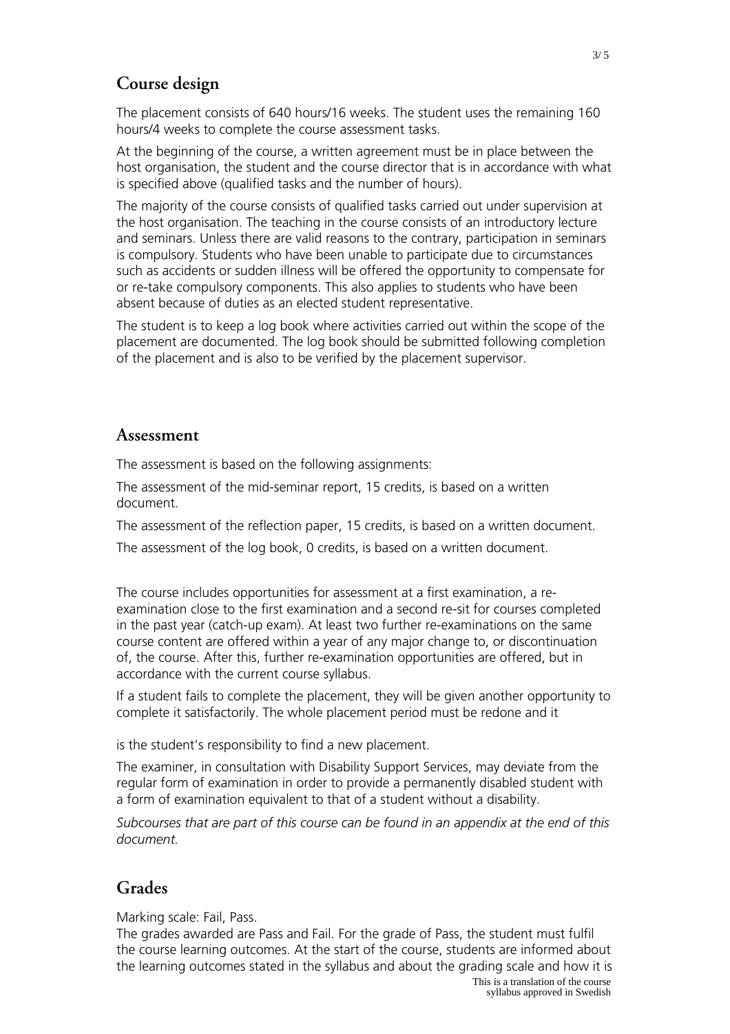## Course design

The placement consists of 640 hours/16 weeks. The student uses the remaining 160 hours/4 weeks to complete the course assessment tasks.

At the beginning of the course, a written agreement must be in place between the host organisation, the student and the course director that is in accordance with what is specified above (qualified tasks and the number of hours).

The majority of the course consists of qualified tasks carried out under supervision at the host organisation. The teaching in the course consists of an introductory lecture and seminars. Unless there are valid reasons to the contrary, participation in seminars is compulsory. Students who have been unable to participate due to circumstances such as accidents or sudden illness will be offered the opportunity to compensate for or re-take compulsory components. This also applies to students who have been absent because of duties as an elected student representative.

The student is to keep a log book where activities carried out within the scope of the placement are documented. The log book should be submitted following completion of the placement and is also to be verified by the placement supervisor.

## Assessment

The assessment is based on the following assignments:

The assessment of the mid-seminar report, 15 credits, is based on a written document.

The assessment of the reflection paper, 15 credits, is based on a written document.

The assessment of the log book, 0 credits, is based on a written document.

The course includes opportunities for assessment at a first examination, a re-examination close to the first examination and a second re-sit for courses completed in the past year (catch-up exam). At least two further re-examinations on the same course content are offered within a year of any major change to, or discontinuation of, the course. After this, further re-examination opportunities are offered, but in accordance with the current course syllabus.

If a student fails to complete the placement, they will be given another opportunity to complete it satisfactorily. The whole placement period must be redone and it is the student's responsibility to find a new placement.

The examiner, in consultation with Disability Support Services, may deviate from the regular form of examination in order to provide a permanently disabled student with a form of examination equivalent to that of a student without a disability.

*Subcourses that are part of this course can be found in an appendix at the end of this document.*

## Grades

Marking scale: Fail, Pass.

The grades awarded are Pass and Fail. For the grade of Pass, the student must fulfil the course learning outcomes. At the start of the course, students are informed about the learning outcomes stated in the syllabus and about the grading scale and how it is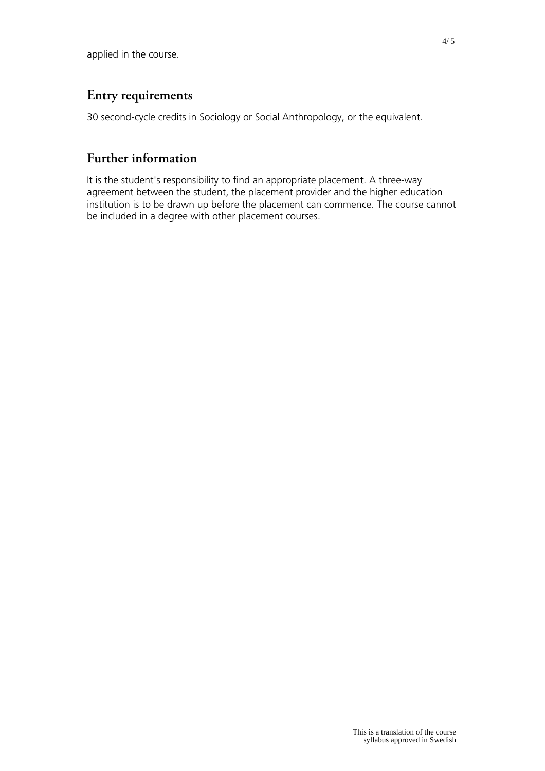applied in the course.

## Entry requirements

30 second-cycle credits in Sociology or Social Anthropology, or the equivalent.

## Further information

It is the student's responsibility to find an appropriate placement. A three-way agreement between the student, the placement provider and the higher education institution is to be drawn up before the placement can commence. The course cannot be included in a degree with other placement courses.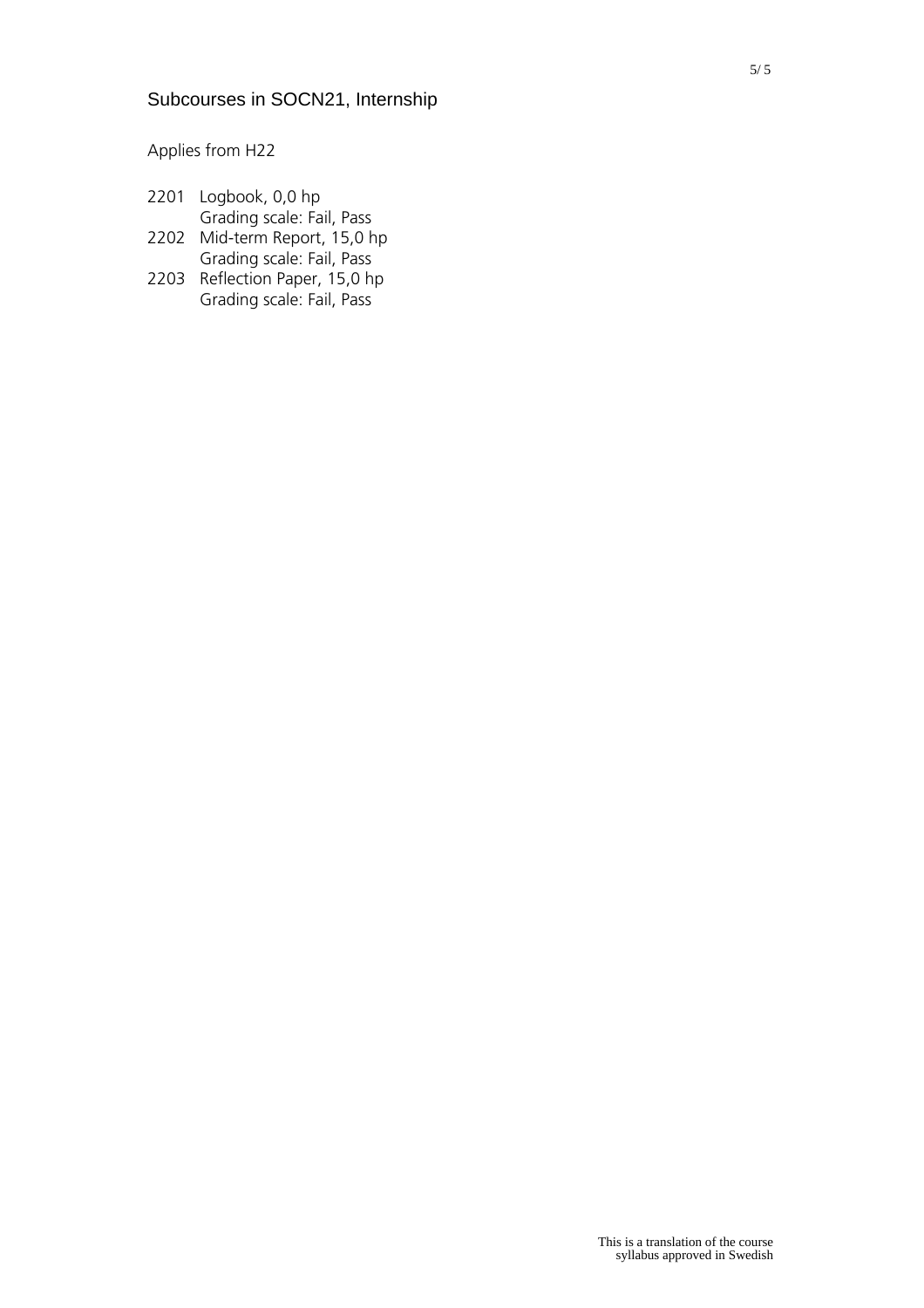## Subcourses in SOCN21, Internship

Applies from H22

2201 Logbook, 0,0 hp
Grading scale: Fail, Pass

2202 Mid-term Report, 15,0 hp
Grading scale: Fail, Pass

2203 Reflection Paper, 15,0 hp
Grading scale: Fail, Pass

This is a translation of the course syllabus approved in Swedish